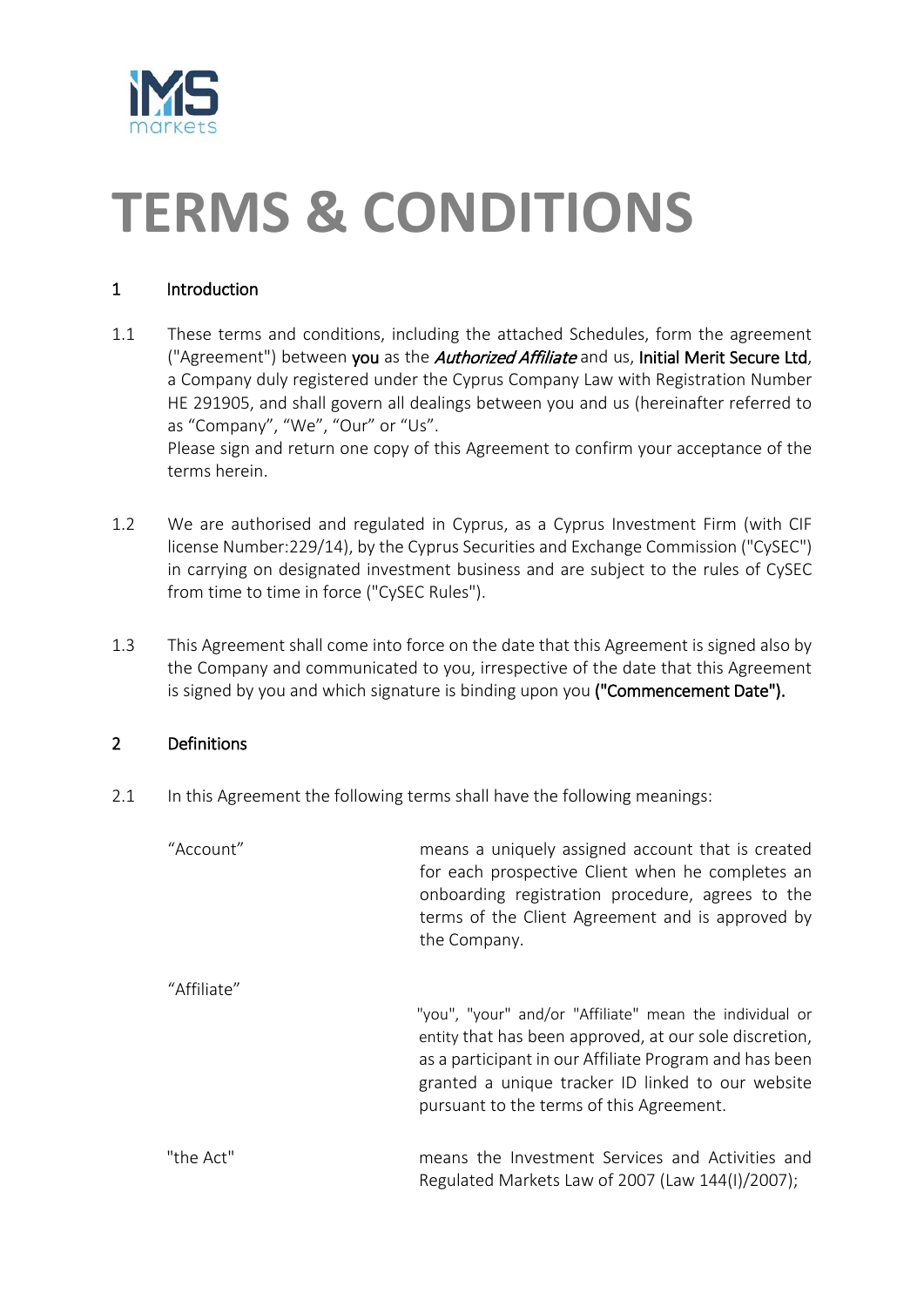# TERMS & CONDITIONS

## 1 Introduction

1.1 These terms and conditions, including the attached Schedules, form the agreement ("Agreement") between you as the ***Authorized Affiliate*** and us, Initial Merit Secure Ltd, a Company duly registered under the Cyprus Company Law with Registration Number HE 291905, and shall govern all dealings between you and us (hereinafter referred to as "Company", "We", "Our" or "Us".
Please sign and return one copy of this Agreement to confirm your acceptance of the terms herein.

1.2 We are authorised and regulated in Cyprus, as a Cyprus Investment Firm (with CIF license Number:229/14), by the Cyprus Securities and Exchange Commission ("CySEC") in carrying on designated investment business and are subject to the rules of CySEC from time to time in force ("CySEC Rules").

1.3 This Agreement shall come into force on the date that this Agreement is signed also by the Company and communicated to you, irrespective of the date that this Agreement is signed by you and which signature is binding upon you **("Commencement Date").**

## 2 Definitions

2.1 In this Agreement the following terms shall have the following meanings:

| | |
|---|---|
| "Account" | means a uniquely assigned account that is created for each prospective Client when he completes an onboarding registration procedure, agrees to the terms of the Client Agreement and is approved by the Company. |
| "Affiliate" | "you", "your" and/or "Affiliate" mean the individual or entity that has been approved, at our sole discretion, as a participant in our Affiliate Program and has been granted a unique tracker ID linked to our website pursuant to the terms of this Agreement. |
| "the Act" | means the Investment Services and Activities and Regulated Markets Law of 2007 (Law 144(I)/2007); |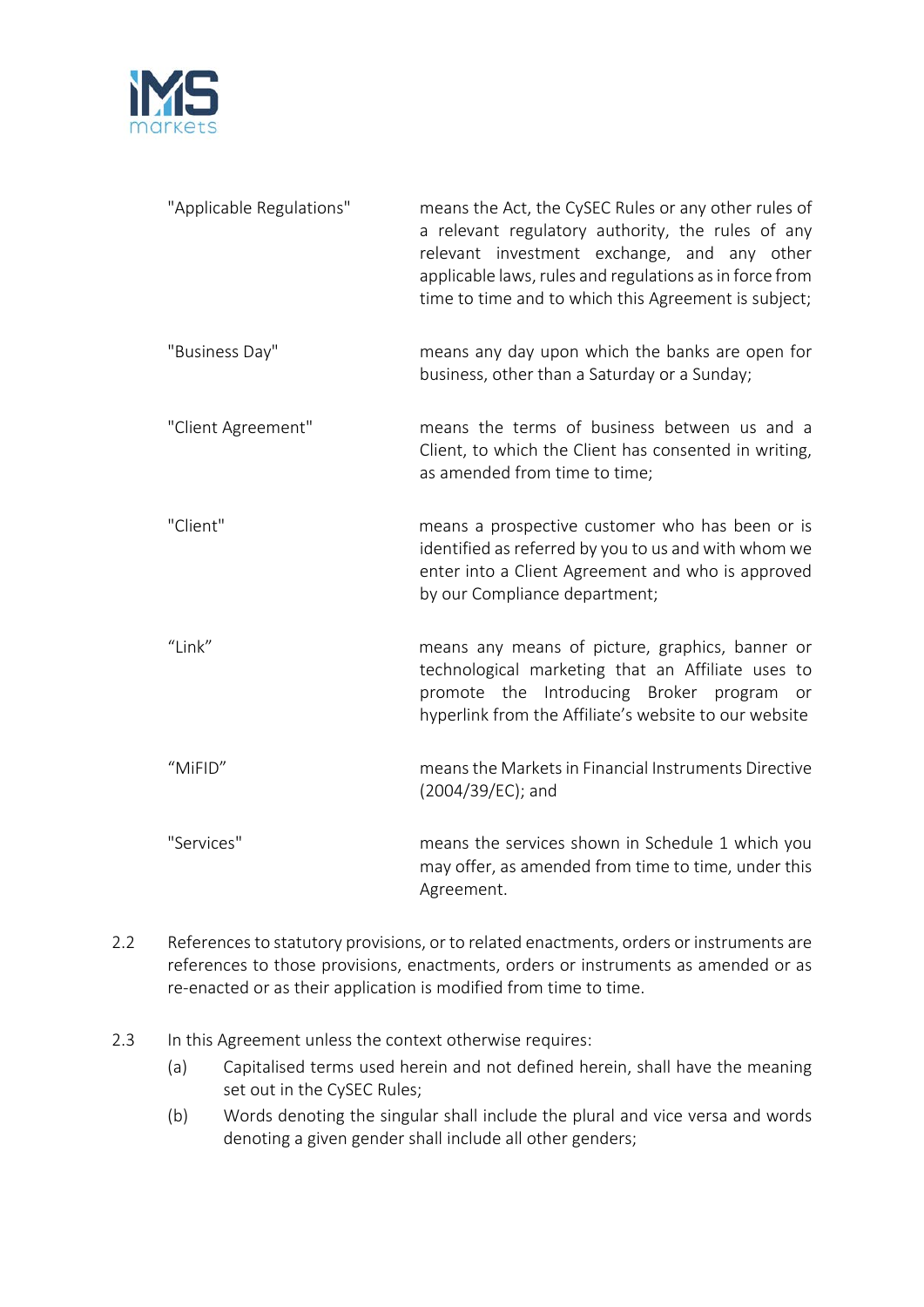| | |
|---|---|
| "Applicable Regulations" | means the Act, the CySEC Rules or any other rules of a relevant regulatory authority, the rules of any relevant investment exchange, and any other applicable laws, rules and regulations as in force from time to time and to which this Agreement is subject; |
| "Business Day" | means any day upon which the banks are open for business, other than a Saturday or a Sunday; |
| "Client Agreement" | means the terms of business between us and a Client, to which the Client has consented in writing, as amended from time to time; |
| "Client" | means a prospective customer who has been or is identified as referred by you to us and with whom we enter into a Client Agreement and who is approved by our Compliance department; |
| "Link" | means any means of picture, graphics, banner or technological marketing that an Affiliate uses to promote the Introducing Broker program or hyperlink from the Affiliate's website to our website |
| "MiFID" | means the Markets in Financial Instruments Directive (2004/39/EC); and |
| "Services" | means the services shown in Schedule 1 which you may offer, as amended from time to time, under this Agreement. |

2.2 References to statutory provisions, or to related enactments, orders or instruments are references to those provisions, enactments, orders or instruments as amended or as re-enacted or as their application is modified from time to time.

2.3 In this Agreement unless the context otherwise requires:

(a) Capitalised terms used herein and not defined herein, shall have the meaning set out in the CySEC Rules;

(b) Words denoting the singular shall include the plural and vice versa and words denoting a given gender shall include all other genders;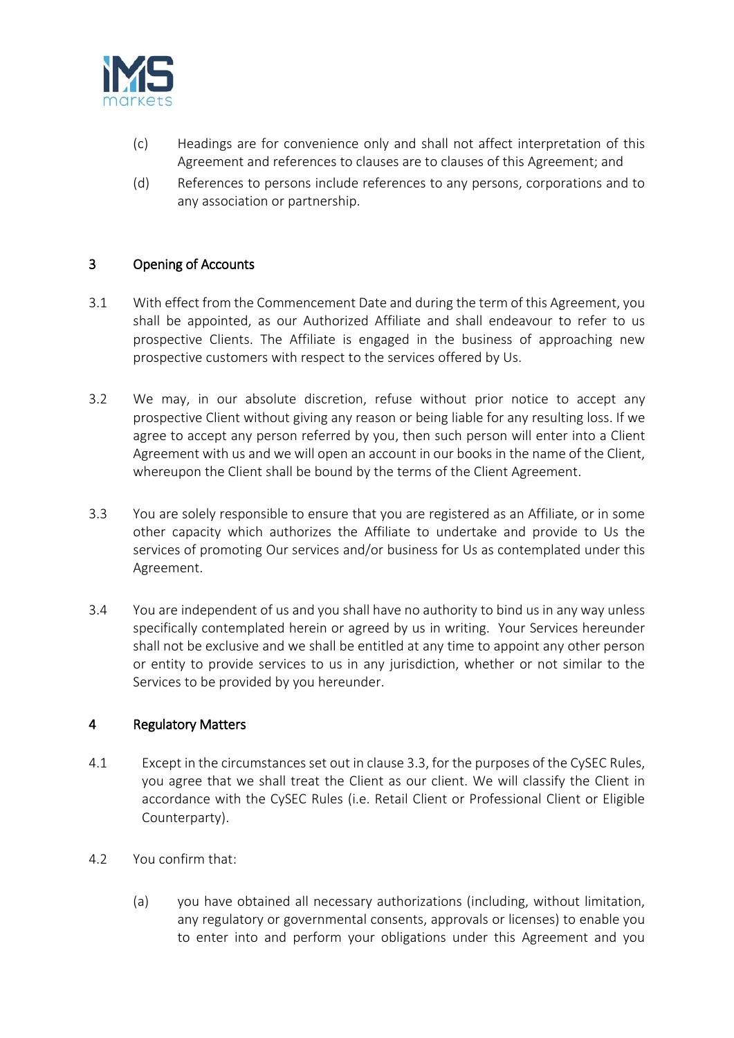(c) Headings are for convenience only and shall not affect interpretation of this Agreement and references to clauses are to clauses of this Agreement; and

(d) References to persons include references to any persons, corporations and to any association or partnership.

## 3 Opening of Accounts

3.1 With effect from the Commencement Date and during the term of this Agreement, you shall be appointed, as our Authorized Affiliate and shall endeavour to refer to us prospective Clients. The Affiliate is engaged in the business of approaching new prospective customers with respect to the services offered by Us.

3.2 We may, in our absolute discretion, refuse without prior notice to accept any prospective Client without giving any reason or being liable for any resulting loss. If we agree to accept any person referred by you, then such person will enter into a Client Agreement with us and we will open an account in our books in the name of the Client, whereupon the Client shall be bound by the terms of the Client Agreement.

3.3 You are solely responsible to ensure that you are registered as an Affiliate, or in some other capacity which authorizes the Affiliate to undertake and provide to Us the services of promoting Our services and/or business for Us as contemplated under this Agreement.

3.4 You are independent of us and you shall have no authority to bind us in any way unless specifically contemplated herein or agreed by us in writing. Your Services hereunder shall not be exclusive and we shall be entitled at any time to appoint any other person or entity to provide services to us in any jurisdiction, whether or not similar to the Services to be provided by you hereunder.

## 4 Regulatory Matters

4.1 Except in the circumstances set out in clause 3.3, for the purposes of the CySEC Rules, you agree that we shall treat the Client as our client. We will classify the Client in accordance with the CySEC Rules (i.e. Retail Client or Professional Client or Eligible Counterparty).

4.2 You confirm that:

(a) you have obtained all necessary authorizations (including, without limitation, any regulatory or governmental consents, approvals or licenses) to enable you to enter into and perform your obligations under this Agreement and you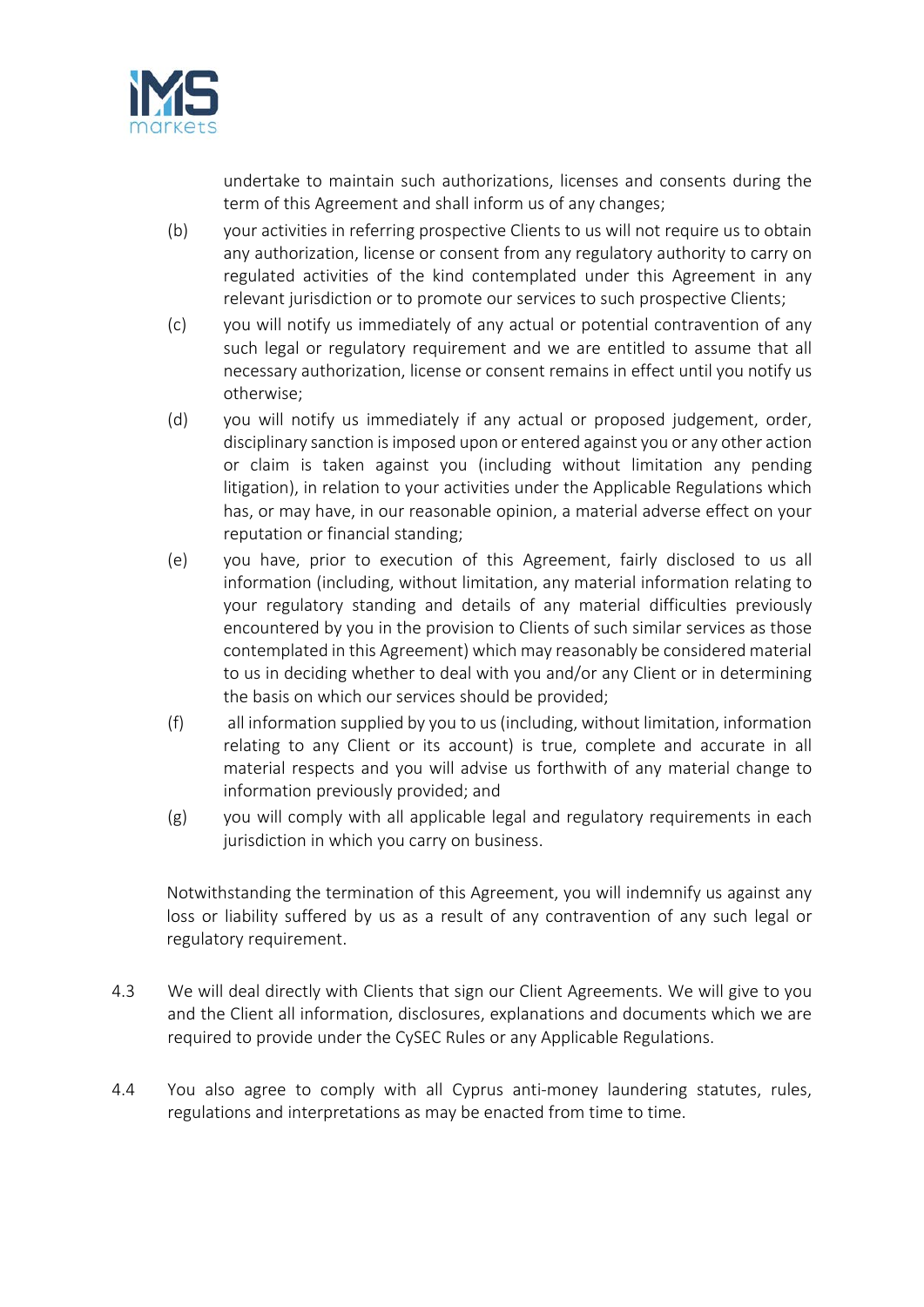undertake to maintain such authorizations, licenses and consents during the term of this Agreement and shall inform us of any changes;

(b) your activities in referring prospective Clients to us will not require us to obtain any authorization, license or consent from any regulatory authority to carry on regulated activities of the kind contemplated under this Agreement in any relevant jurisdiction or to promote our services to such prospective Clients;

(c) you will notify us immediately of any actual or potential contravention of any such legal or regulatory requirement and we are entitled to assume that all necessary authorization, license or consent remains in effect until you notify us otherwise;

(d) you will notify us immediately if any actual or proposed judgement, order, disciplinary sanction is imposed upon or entered against you or any other action or claim is taken against you (including without limitation any pending litigation), in relation to your activities under the Applicable Regulations which has, or may have, in our reasonable opinion, a material adverse effect on your reputation or financial standing;

(e) you have, prior to execution of this Agreement, fairly disclosed to us all information (including, without limitation, any material information relating to your regulatory standing and details of any material difficulties previously encountered by you in the provision to Clients of such similar services as those contemplated in this Agreement) which may reasonably be considered material to us in deciding whether to deal with you and/or any Client or in determining the basis on which our services should be provided;

(f) all information supplied by you to us (including, without limitation, information relating to any Client or its account) is true, complete and accurate in all material respects and you will advise us forthwith of any material change to information previously provided; and

(g) you will comply with all applicable legal and regulatory requirements in each jurisdiction in which you carry on business.

Notwithstanding the termination of this Agreement, you will indemnify us against any loss or liability suffered by us as a result of any contravention of any such legal or regulatory requirement.

4.3 We will deal directly with Clients that sign our Client Agreements. We will give to you and the Client all information, disclosures, explanations and documents which we are required to provide under the CySEC Rules or any Applicable Regulations.

4.4 You also agree to comply with all Cyprus anti-money laundering statutes, rules, regulations and interpretations as may be enacted from time to time.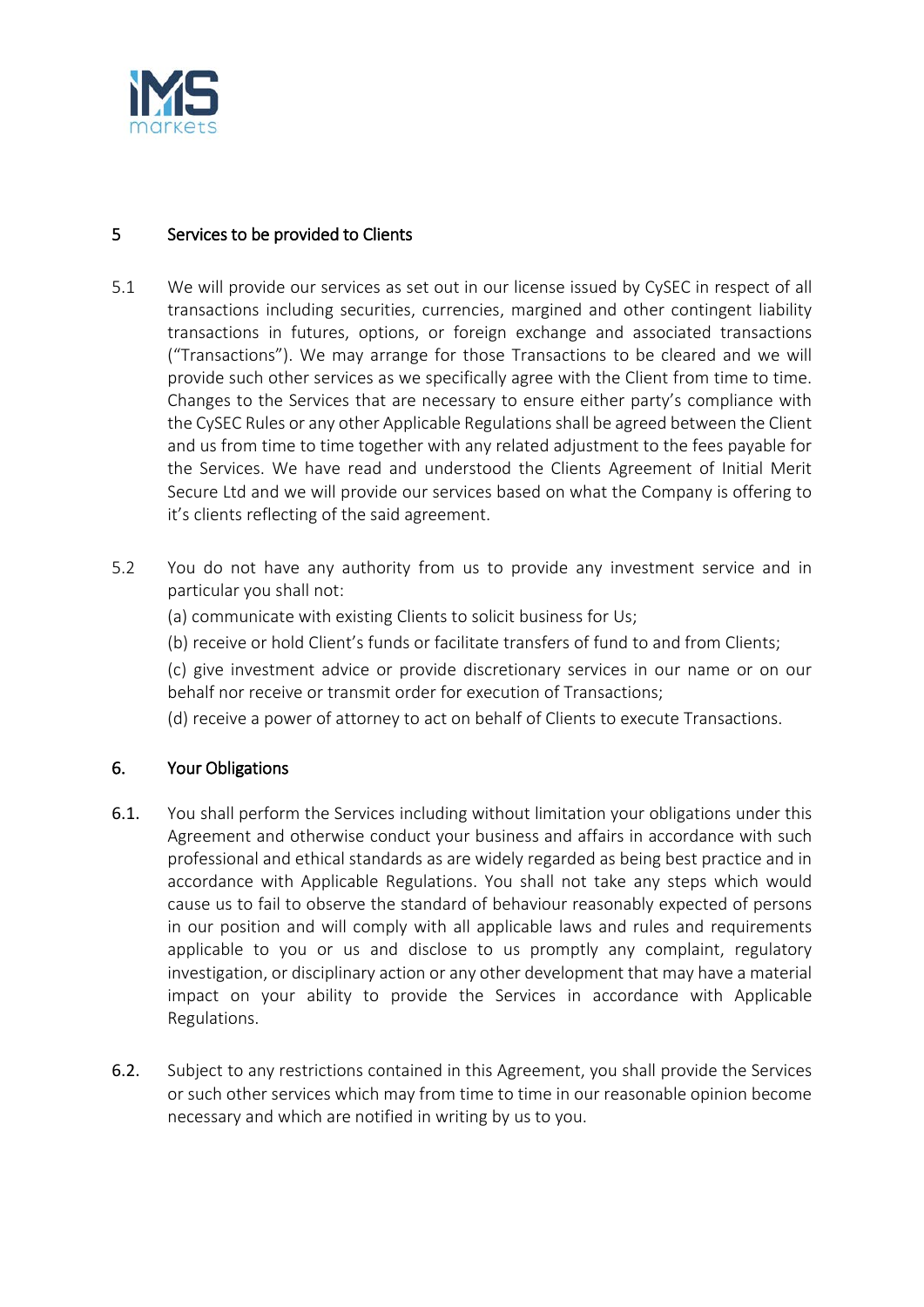## 5 Services to be provided to Clients

5.1 We will provide our services as set out in our license issued by CySEC in respect of all transactions including securities, currencies, margined and other contingent liability transactions in futures, options, or foreign exchange and associated transactions ("Transactions"). We may arrange for those Transactions to be cleared and we will provide such other services as we specifically agree with the Client from time to time. Changes to the Services that are necessary to ensure either party's compliance with the CySEC Rules or any other Applicable Regulations shall be agreed between the Client and us from time to time together with any related adjustment to the fees payable for the Services. We have read and understood the Clients Agreement of Initial Merit Secure Ltd and we will provide our services based on what the Company is offering to it's clients reflecting of the said agreement.

5.2 You do not have any authority from us to provide any investment service and in particular you shall not:

(a) communicate with existing Clients to solicit business for Us;

(b) receive or hold Client's funds or facilitate transfers of fund to and from Clients;

(c) give investment advice or provide discretionary services in our name or on our behalf nor receive or transmit order for execution of Transactions;

(d) receive a power of attorney to act on behalf of Clients to execute Transactions.

## 6. Your Obligations

6.1. You shall perform the Services including without limitation your obligations under this Agreement and otherwise conduct your business and affairs in accordance with such professional and ethical standards as are widely regarded as being best practice and in accordance with Applicable Regulations. You shall not take any steps which would cause us to fail to observe the standard of behaviour reasonably expected of persons in our position and will comply with all applicable laws and rules and requirements applicable to you or us and disclose to us promptly any complaint, regulatory investigation, or disciplinary action or any other development that may have a material impact on your ability to provide the Services in accordance with Applicable Regulations.

6.2. Subject to any restrictions contained in this Agreement, you shall provide the Services or such other services which may from time to time in our reasonable opinion become necessary and which are notified in writing by us to you.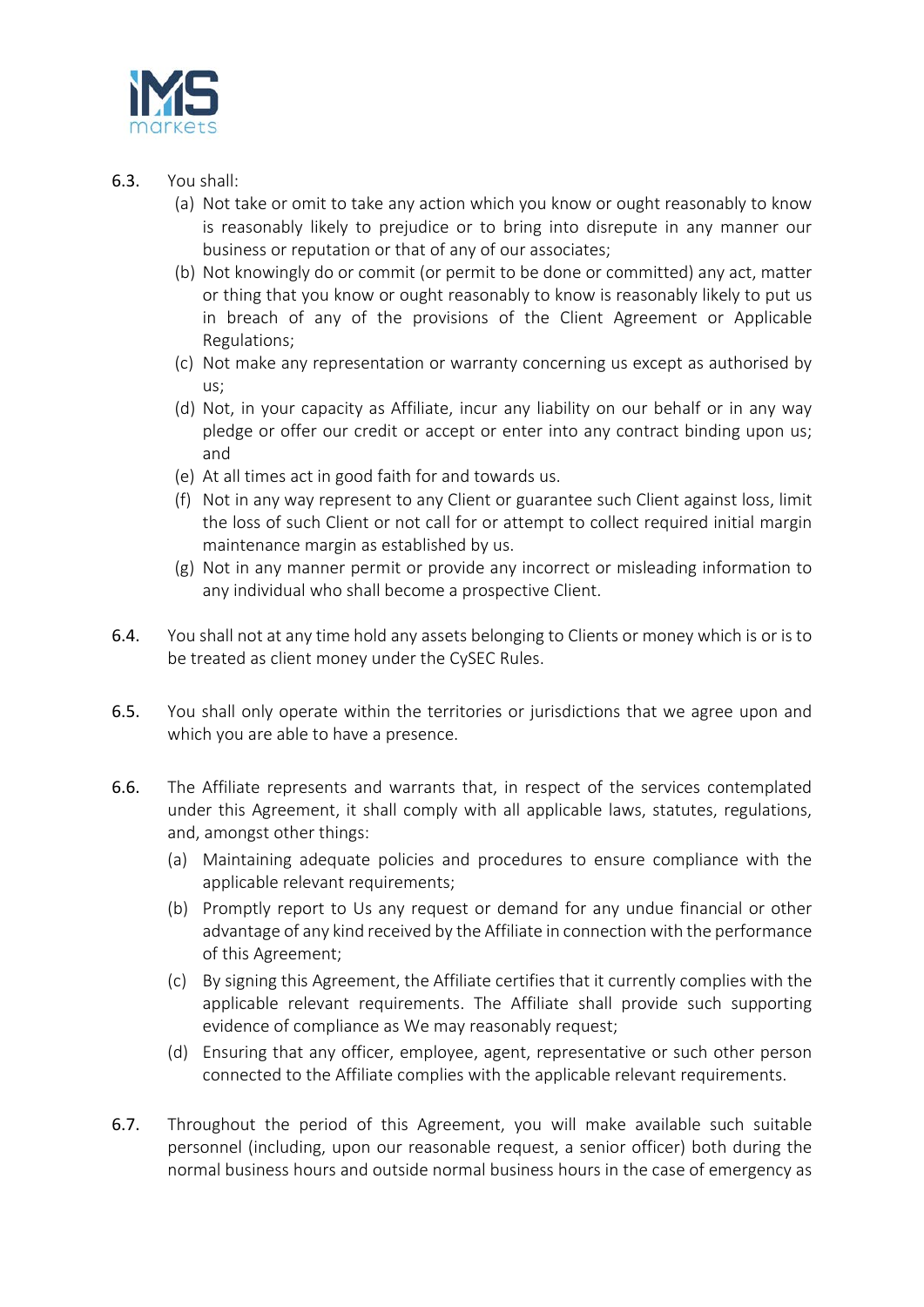6.3. You shall:

(a) Not take or omit to take any action which you know or ought reasonably to know is reasonably likely to prejudice or to bring into disrepute in any manner our business or reputation or that of any of our associates;

(b) Not knowingly do or commit (or permit to be done or committed) any act, matter or thing that you know or ought reasonably to know is reasonably likely to put us in breach of any of the provisions of the Client Agreement or Applicable Regulations;

(c) Not make any representation or warranty concerning us except as authorised by us;

(d) Not, in your capacity as Affiliate, incur any liability on our behalf or in any way pledge or offer our credit or accept or enter into any contract binding upon us; and

(e) At all times act in good faith for and towards us.

(f) Not in any way represent to any Client or guarantee such Client against loss, limit the loss of such Client or not call for or attempt to collect required initial margin maintenance margin as established by us.

(g) Not in any manner permit or provide any incorrect or misleading information to any individual who shall become a prospective Client.

6.4. You shall not at any time hold any assets belonging to Clients or money which is or is to be treated as client money under the CySEC Rules.

6.5. You shall only operate within the territories or jurisdictions that we agree upon and which you are able to have a presence.

6.6. The Affiliate represents and warrants that, in respect of the services contemplated under this Agreement, it shall comply with all applicable laws, statutes, regulations, and, amongst other things:

(a) Maintaining adequate policies and procedures to ensure compliance with the applicable relevant requirements;

(b) Promptly report to Us any request or demand for any undue financial or other advantage of any kind received by the Affiliate in connection with the performance of this Agreement;

(c) By signing this Agreement, the Affiliate certifies that it currently complies with the applicable relevant requirements. The Affiliate shall provide such supporting evidence of compliance as We may reasonably request;

(d) Ensuring that any officer, employee, agent, representative or such other person connected to the Affiliate complies with the applicable relevant requirements.

6.7. Throughout the period of this Agreement, you will make available such suitable personnel (including, upon our reasonable request, a senior officer) both during the normal business hours and outside normal business hours in the case of emergency as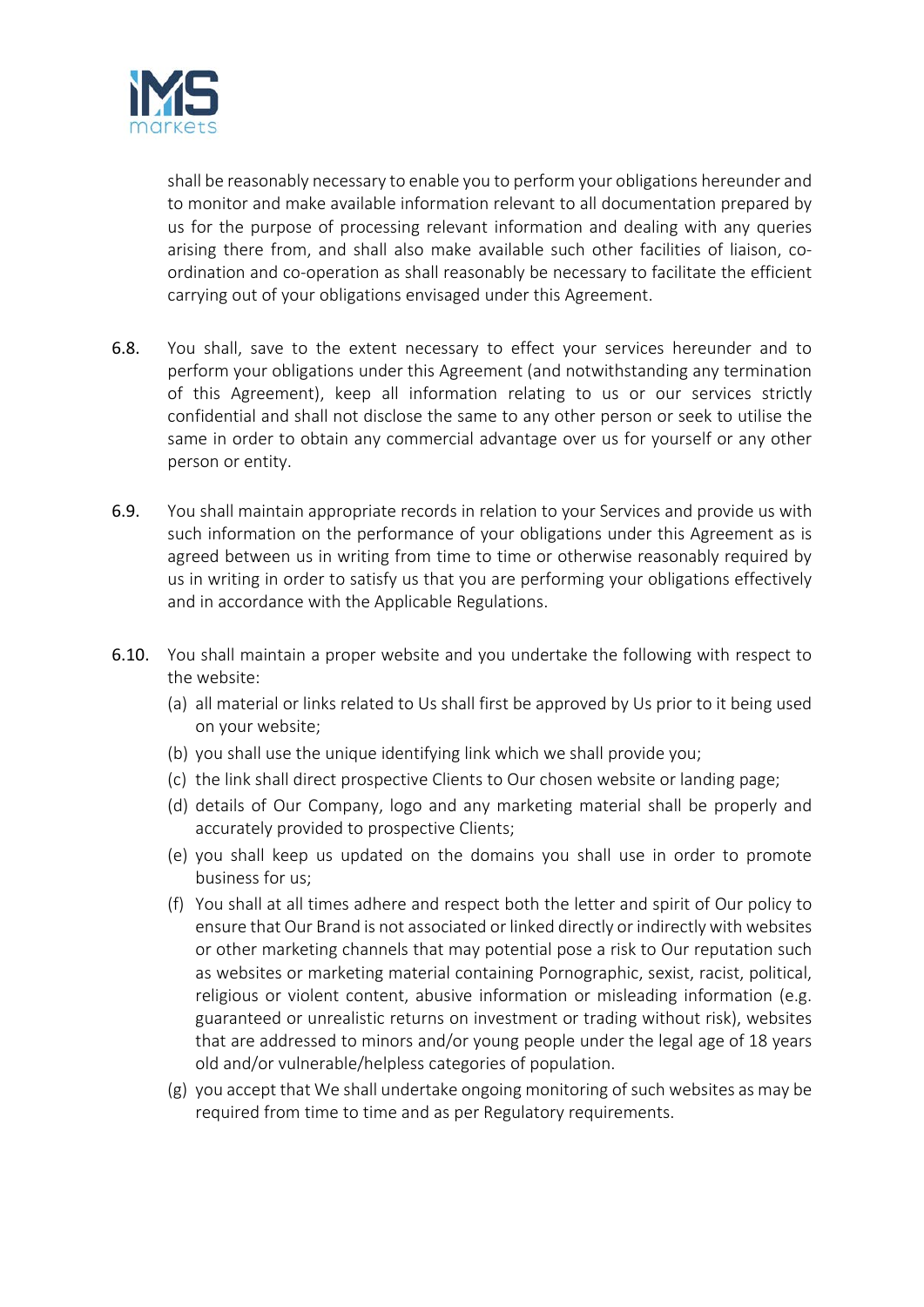shall be reasonably necessary to enable you to perform your obligations hereunder and to monitor and make available information relevant to all documentation prepared by us for the purpose of processing relevant information and dealing with any queries arising there from, and shall also make available such other facilities of liaison, co-ordination and co-operation as shall reasonably be necessary to facilitate the efficient carrying out of your obligations envisaged under this Agreement.

6.8. You shall, save to the extent necessary to effect your services hereunder and to perform your obligations under this Agreement (and notwithstanding any termination of this Agreement), keep all information relating to us or our services strictly confidential and shall not disclose the same to any other person or seek to utilise the same in order to obtain any commercial advantage over us for yourself or any other person or entity.

6.9. You shall maintain appropriate records in relation to your Services and provide us with such information on the performance of your obligations under this Agreement as is agreed between us in writing from time to time or otherwise reasonably required by us in writing in order to satisfy us that you are performing your obligations effectively and in accordance with the Applicable Regulations.

6.10. You shall maintain a proper website and you undertake the following with respect to the website:

(a) all material or links related to Us shall first be approved by Us prior to it being used on your website;

(b) you shall use the unique identifying link which we shall provide you;

(c) the link shall direct prospective Clients to Our chosen website or landing page;

(d) details of Our Company, logo and any marketing material shall be properly and accurately provided to prospective Clients;

(e) you shall keep us updated on the domains you shall use in order to promote business for us;

(f) You shall at all times adhere and respect both the letter and spirit of Our policy to ensure that Our Brand is not associated or linked directly or indirectly with websites or other marketing channels that may potential pose a risk to Our reputation such as websites or marketing material containing Pornographic, sexist, racist, political, religious or violent content, abusive information or misleading information (e.g. guaranteed or unrealistic returns on investment or trading without risk), websites that are addressed to minors and/or young people under the legal age of 18 years old and/or vulnerable/helpless categories of population.

(g) you accept that We shall undertake ongoing monitoring of such websites as may be required from time to time and as per Regulatory requirements.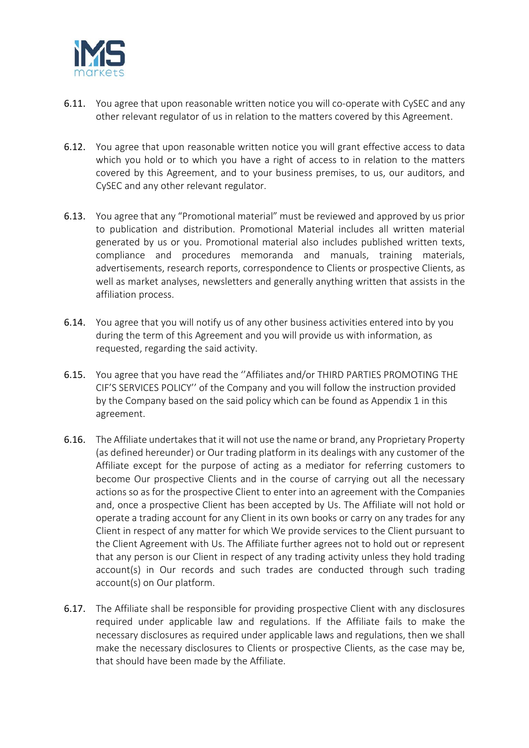6.11. You agree that upon reasonable written notice you will co-operate with CySEC and any other relevant regulator of us in relation to the matters covered by this Agreement.

6.12. You agree that upon reasonable written notice you will grant effective access to data which you hold or to which you have a right of access to in relation to the matters covered by this Agreement, and to your business premises, to us, our auditors, and CySEC and any other relevant regulator.

6.13. You agree that any "Promotional material" must be reviewed and approved by us prior to publication and distribution. Promotional Material includes all written material generated by us or you. Promotional material also includes published written texts, compliance and procedures memoranda and manuals, training materials, advertisements, research reports, correspondence to Clients or prospective Clients, as well as market analyses, newsletters and generally anything written that assists in the affiliation process.

6.14. You agree that you will notify us of any other business activities entered into by you during the term of this Agreement and you will provide us with information, as requested, regarding the said activity.

6.15. You agree that you have read the ''Affiliates and/or THIRD PARTIES PROMOTING THE CIF'S SERVICES POLICY'' of the Company and you will follow the instruction provided by the Company based on the said policy which can be found as Appendix 1 in this agreement.

6.16. The Affiliate undertakes that it will not use the name or brand, any Proprietary Property (as defined hereunder) or Our trading platform in its dealings with any customer of the Affiliate except for the purpose of acting as a mediator for referring customers to become Our prospective Clients and in the course of carrying out all the necessary actions so as for the prospective Client to enter into an agreement with the Companies and, once a prospective Client has been accepted by Us. The Affiliate will not hold or operate a trading account for any Client in its own books or carry on any trades for any Client in respect of any matter for which We provide services to the Client pursuant to the Client Agreement with Us. The Affiliate further agrees not to hold out or represent that any person is our Client in respect of any trading activity unless they hold trading account(s) in Our records and such trades are conducted through such trading account(s) on Our platform.

6.17. The Affiliate shall be responsible for providing prospective Client with any disclosures required under applicable law and regulations. If the Affiliate fails to make the necessary disclosures as required under applicable laws and regulations, then we shall make the necessary disclosures to Clients or prospective Clients, as the case may be, that should have been made by the Affiliate.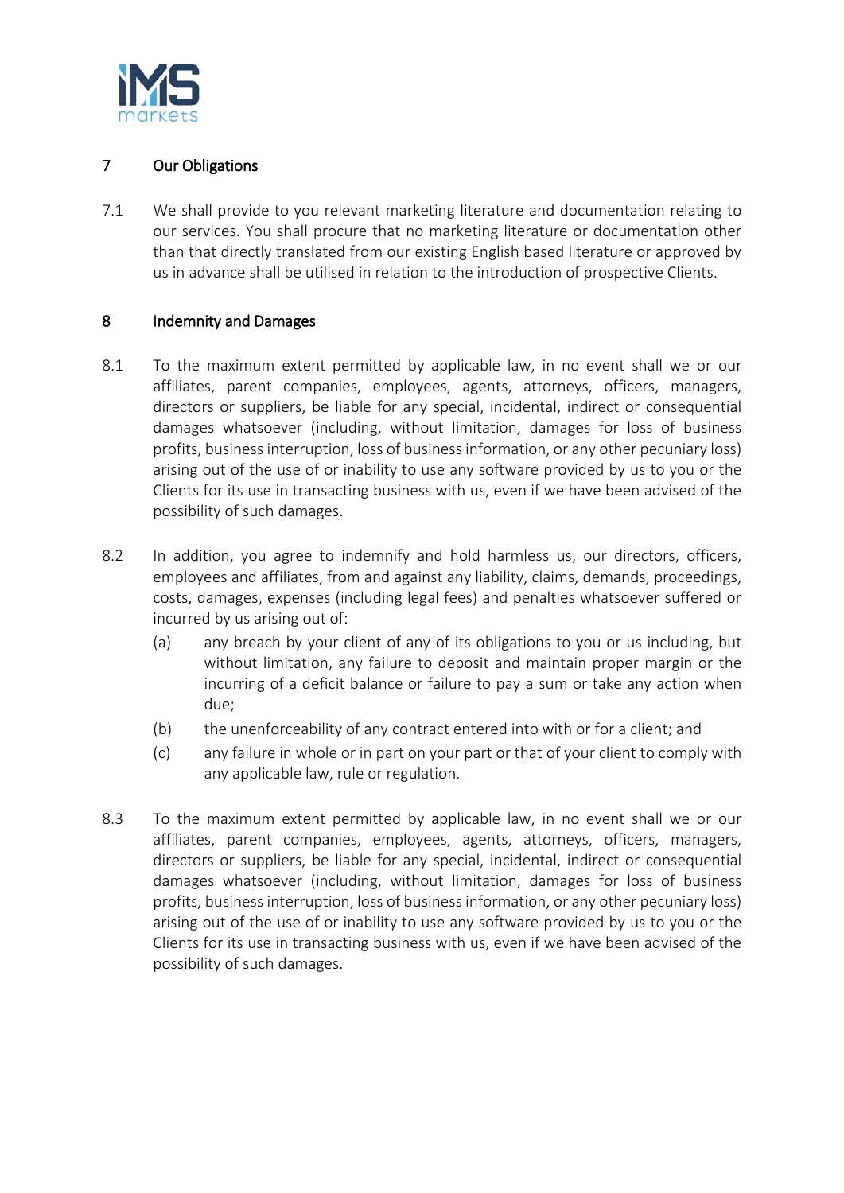## 7 Our Obligations

7.1 We shall provide to you relevant marketing literature and documentation relating to our services. You shall procure that no marketing literature or documentation other than that directly translated from our existing English based literature or approved by us in advance shall be utilised in relation to the introduction of prospective Clients.

## 8 Indemnity and Damages

8.1 To the maximum extent permitted by applicable law, in no event shall we or our affiliates, parent companies, employees, agents, attorneys, officers, managers, directors or suppliers, be liable for any special, incidental, indirect or consequential damages whatsoever (including, without limitation, damages for loss of business profits, business interruption, loss of business information, or any other pecuniary loss) arising out of the use of or inability to use any software provided by us to you or the Clients for its use in transacting business with us, even if we have been advised of the possibility of such damages.

8.2 In addition, you agree to indemnify and hold harmless us, our directors, officers, employees and affiliates, from and against any liability, claims, demands, proceedings, costs, damages, expenses (including legal fees) and penalties whatsoever suffered or incurred by us arising out of:

(a) any breach by your client of any of its obligations to you or us including, but without limitation, any failure to deposit and maintain proper margin or the incurring of a deficit balance or failure to pay a sum or take any action when due;

(b) the unenforceability of any contract entered into with or for a client; and

(c) any failure in whole or in part on your part or that of your client to comply with any applicable law, rule or regulation.

8.3 To the maximum extent permitted by applicable law, in no event shall we or our affiliates, parent companies, employees, agents, attorneys, officers, managers, directors or suppliers, be liable for any special, incidental, indirect or consequential damages whatsoever (including, without limitation, damages for loss of business profits, business interruption, loss of business information, or any other pecuniary loss) arising out of the use of or inability to use any software provided by us to you or the Clients for its use in transacting business with us, even if we have been advised of the possibility of such damages.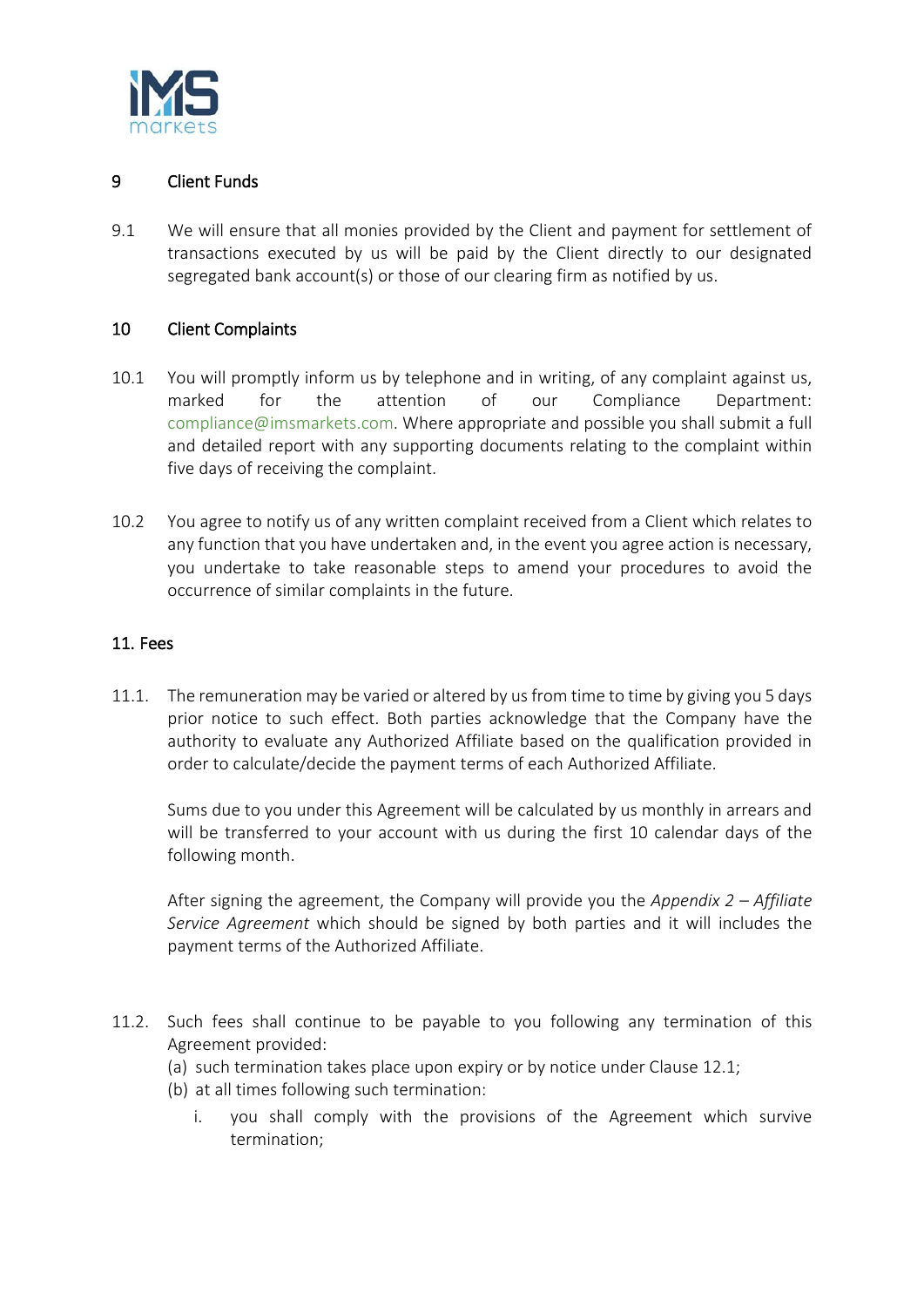## 9 Client Funds

9.1 We will ensure that all monies provided by the Client and payment for settlement of transactions executed by us will be paid by the Client directly to our designated segregated bank account(s) or those of our clearing firm as notified by us.

## 10 Client Complaints

10.1 You will promptly inform us by telephone and in writing, of any complaint against us, marked for the attention of our Compliance Department: compliance@imsmarkets.com. Where appropriate and possible you shall submit a full and detailed report with any supporting documents relating to the complaint within five days of receiving the complaint.

10.2 You agree to notify us of any written complaint received from a Client which relates to any function that you have undertaken and, in the event you agree action is necessary, you undertake to take reasonable steps to amend your procedures to avoid the occurrence of similar complaints in the future.

## 11. Fees

11.1. The remuneration may be varied or altered by us from time to time by giving you 5 days prior notice to such effect. Both parties acknowledge that the Company have the authority to evaluate any Authorized Affiliate based on the qualification provided in order to calculate/decide the payment terms of each Authorized Affiliate.

Sums due to you under this Agreement will be calculated by us monthly in arrears and will be transferred to your account with us during the first 10 calendar days of the following month.

After signing the agreement, the Company will provide you the *Appendix 2 – Affiliate Service Agreement* which should be signed by both parties and it will includes the payment terms of the Authorized Affiliate.

11.2. Such fees shall continue to be payable to you following any termination of this Agreement provided:

(a) such termination takes place upon expiry or by notice under Clause 12.1;

(b) at all times following such termination:

i. you shall comply with the provisions of the Agreement which survive termination;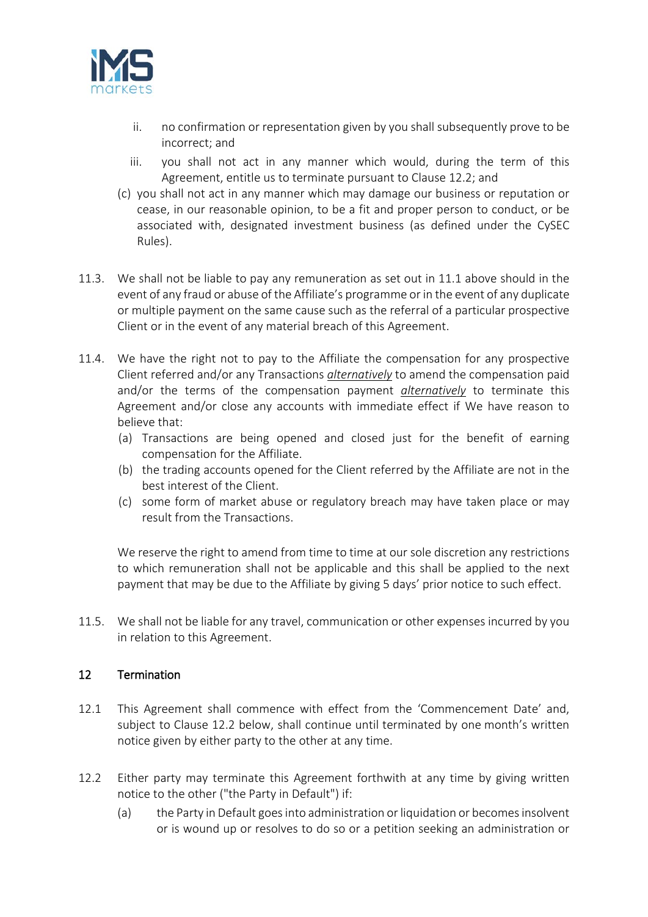ii. no confirmation or representation given by you shall subsequently prove to be incorrect; and

   iii. you shall not act in any manner which would, during the term of this Agreement, entitle us to terminate pursuant to Clause 12.2; and

(c) you shall not act in any manner which may damage our business or reputation or cease, in our reasonable opinion, to be a fit and proper person to conduct, or be associated with, designated investment business (as defined under the CySEC Rules).

11.3. We shall not be liable to pay any remuneration as set out in 11.1 above should in the event of any fraud or abuse of the Affiliate's programme or in the event of any duplicate or multiple payment on the same cause such as the referral of a particular prospective Client or in the event of any material breach of this Agreement.

11.4. We have the right not to pay to the Affiliate the compensation for any prospective Client referred and/or any Transactions ***alternatively*** to amend the compensation paid and/or the terms of the compensation payment ***alternatively*** to terminate this Agreement and/or close any accounts with immediate effect if We have reason to believe that:

(a) Transactions are being opened and closed just for the benefit of earning compensation for the Affiliate.

(b) the trading accounts opened for the Client referred by the Affiliate are not in the best interest of the Client.

(c) some form of market abuse or regulatory breach may have taken place or may result from the Transactions.

We reserve the right to amend from time to time at our sole discretion any restrictions to which remuneration shall not be applicable and this shall be applied to the next payment that may be due to the Affiliate by giving 5 days' prior notice to such effect.

11.5. We shall not be liable for any travel, communication or other expenses incurred by you in relation to this Agreement.

## 12 Termination

12.1 This Agreement shall commence with effect from the 'Commencement Date' and, subject to Clause 12.2 below, shall continue until terminated by one month's written notice given by either party to the other at any time.

12.2 Either party may terminate this Agreement forthwith at any time by giving written notice to the other ("the Party in Default") if:

(a) the Party in Default goes into administration or liquidation or becomes insolvent or is wound up or resolves to do so or a petition seeking an administration or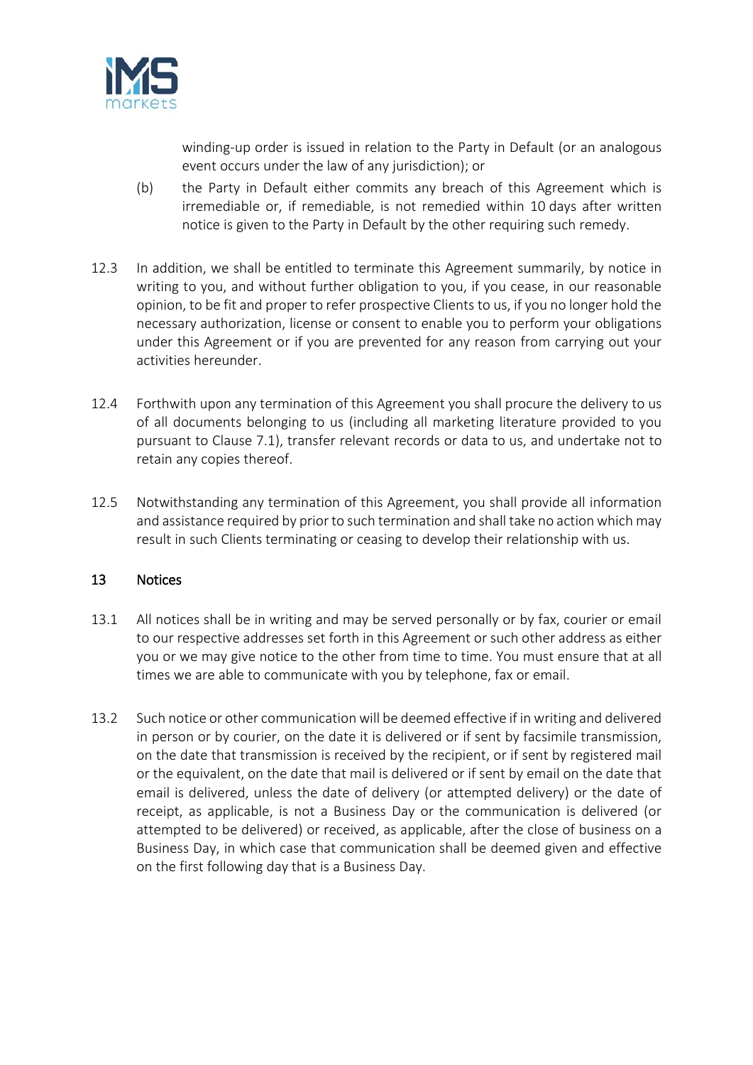winding-up order is issued in relation to the Party in Default (or an analogous event occurs under the law of any jurisdiction); or

(b) the Party in Default either commits any breach of this Agreement which is irremediable or, if remediable, is not remedied within 10 days after written notice is given to the Party in Default by the other requiring such remedy.

12.3 In addition, we shall be entitled to terminate this Agreement summarily, by notice in writing to you, and without further obligation to you, if you cease, in our reasonable opinion, to be fit and proper to refer prospective Clients to us, if you no longer hold the necessary authorization, license or consent to enable you to perform your obligations under this Agreement or if you are prevented for any reason from carrying out your activities hereunder.

12.4 Forthwith upon any termination of this Agreement you shall procure the delivery to us of all documents belonging to us (including all marketing literature provided to you pursuant to Clause 7.1), transfer relevant records or data to us, and undertake not to retain any copies thereof.

12.5 Notwithstanding any termination of this Agreement, you shall provide all information and assistance required by prior to such termination and shall take no action which may result in such Clients terminating or ceasing to develop their relationship with us.

## 13 Notices

13.1 All notices shall be in writing and may be served personally or by fax, courier or email to our respective addresses set forth in this Agreement or such other address as either you or we may give notice to the other from time to time. You must ensure that at all times we are able to communicate with you by telephone, fax or email.

13.2 Such notice or other communication will be deemed effective if in writing and delivered in person or by courier, on the date it is delivered or if sent by facsimile transmission, on the date that transmission is received by the recipient, or if sent by registered mail or the equivalent, on the date that mail is delivered or if sent by email on the date that email is delivered, unless the date of delivery (or attempted delivery) or the date of receipt, as applicable, is not a Business Day or the communication is delivered (or attempted to be delivered) or received, as applicable, after the close of business on a Business Day, in which case that communication shall be deemed given and effective on the first following day that is a Business Day.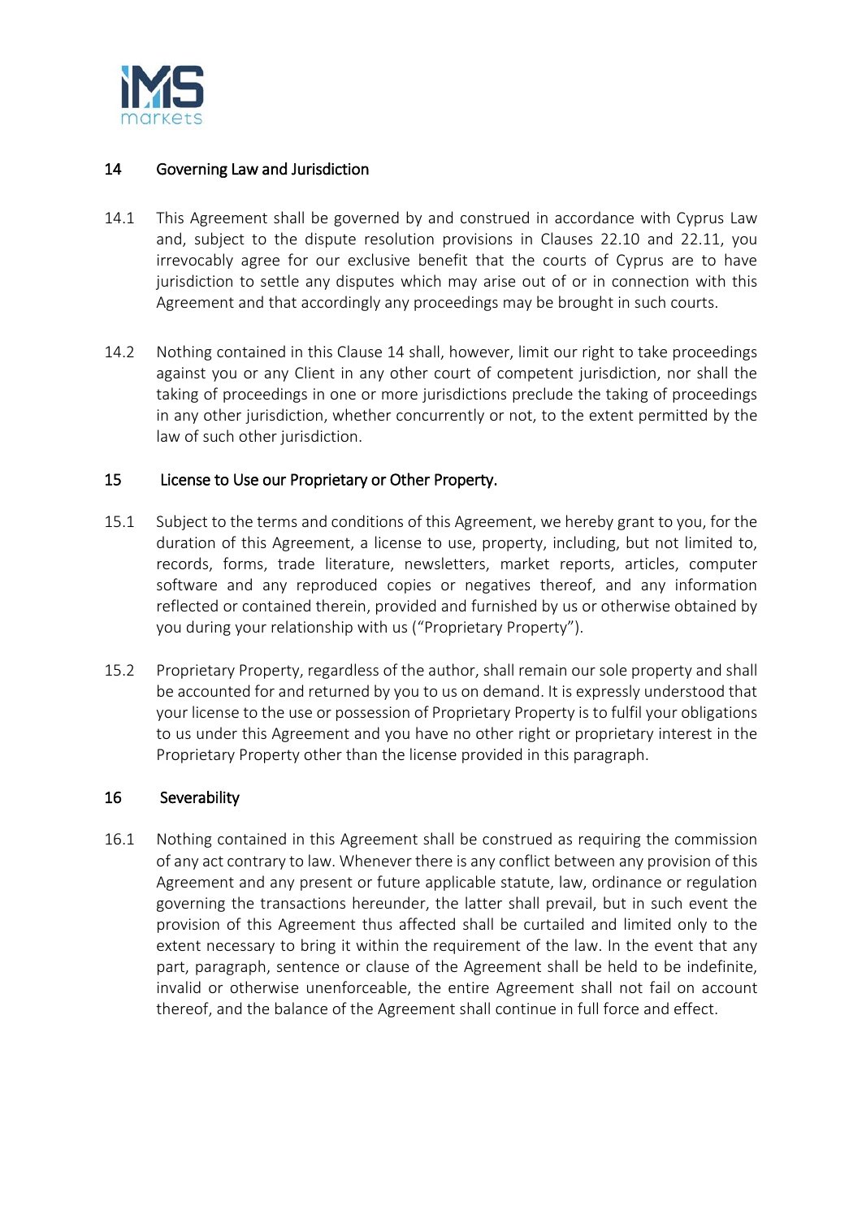## 14 Governing Law and Jurisdiction

14.1 This Agreement shall be governed by and construed in accordance with Cyprus Law and, subject to the dispute resolution provisions in Clauses 22.10 and 22.11, you irrevocably agree for our exclusive benefit that the courts of Cyprus are to have jurisdiction to settle any disputes which may arise out of or in connection with this Agreement and that accordingly any proceedings may be brought in such courts.

14.2 Nothing contained in this Clause 14 shall, however, limit our right to take proceedings against you or any Client in any other court of competent jurisdiction, nor shall the taking of proceedings in one or more jurisdictions preclude the taking of proceedings in any other jurisdiction, whether concurrently or not, to the extent permitted by the law of such other jurisdiction.

## 15 License to Use our Proprietary or Other Property.

15.1 Subject to the terms and conditions of this Agreement, we hereby grant to you, for the duration of this Agreement, a license to use, property, including, but not limited to, records, forms, trade literature, newsletters, market reports, articles, computer software and any reproduced copies or negatives thereof, and any information reflected or contained therein, provided and furnished by us or otherwise obtained by you during your relationship with us ("Proprietary Property").

15.2 Proprietary Property, regardless of the author, shall remain our sole property and shall be accounted for and returned by you to us on demand. It is expressly understood that your license to the use or possession of Proprietary Property is to fulfil your obligations to us under this Agreement and you have no other right or proprietary interest in the Proprietary Property other than the license provided in this paragraph.

## 16 Severability

16.1 Nothing contained in this Agreement shall be construed as requiring the commission of any act contrary to law. Whenever there is any conflict between any provision of this Agreement and any present or future applicable statute, law, ordinance or regulation governing the transactions hereunder, the latter shall prevail, but in such event the provision of this Agreement thus affected shall be curtailed and limited only to the extent necessary to bring it within the requirement of the law. In the event that any part, paragraph, sentence or clause of the Agreement shall be held to be indefinite, invalid or otherwise unenforceable, the entire Agreement shall not fail on account thereof, and the balance of the Agreement shall continue in full force and effect.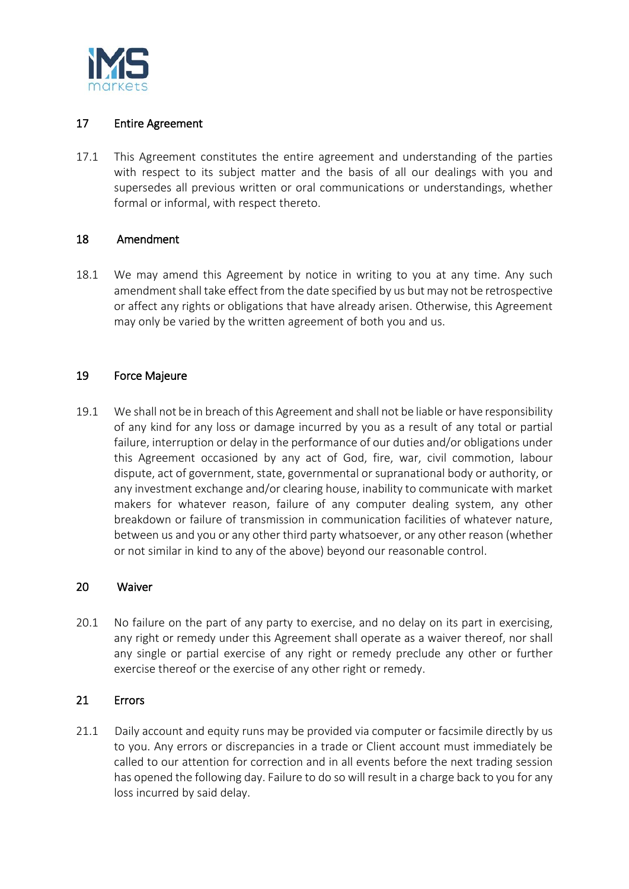## 17 Entire Agreement

17.1 This Agreement constitutes the entire agreement and understanding of the parties with respect to its subject matter and the basis of all our dealings with you and supersedes all previous written or oral communications or understandings, whether formal or informal, with respect thereto.

## 18 Amendment

18.1 We may amend this Agreement by notice in writing to you at any time. Any such amendment shall take effect from the date specified by us but may not be retrospective or affect any rights or obligations that have already arisen. Otherwise, this Agreement may only be varied by the written agreement of both you and us.

## 19 Force Majeure

19.1 We shall not be in breach of this Agreement and shall not be liable or have responsibility of any kind for any loss or damage incurred by you as a result of any total or partial failure, interruption or delay in the performance of our duties and/or obligations under this Agreement occasioned by any act of God, fire, war, civil commotion, labour dispute, act of government, state, governmental or supranational body or authority, or any investment exchange and/or clearing house, inability to communicate with market makers for whatever reason, failure of any computer dealing system, any other breakdown or failure of transmission in communication facilities of whatever nature, between us and you or any other third party whatsoever, or any other reason (whether or not similar in kind to any of the above) beyond our reasonable control.

## 20 Waiver

20.1 No failure on the part of any party to exercise, and no delay on its part in exercising, any right or remedy under this Agreement shall operate as a waiver thereof, nor shall any single or partial exercise of any right or remedy preclude any other or further exercise thereof or the exercise of any other right or remedy.

## 21 Errors

21.1 Daily account and equity runs may be provided via computer or facsimile directly by us to you. Any errors or discrepancies in a trade or Client account must immediately be called to our attention for correction and in all events before the next trading session has opened the following day. Failure to do so will result in a charge back to you for any loss incurred by said delay.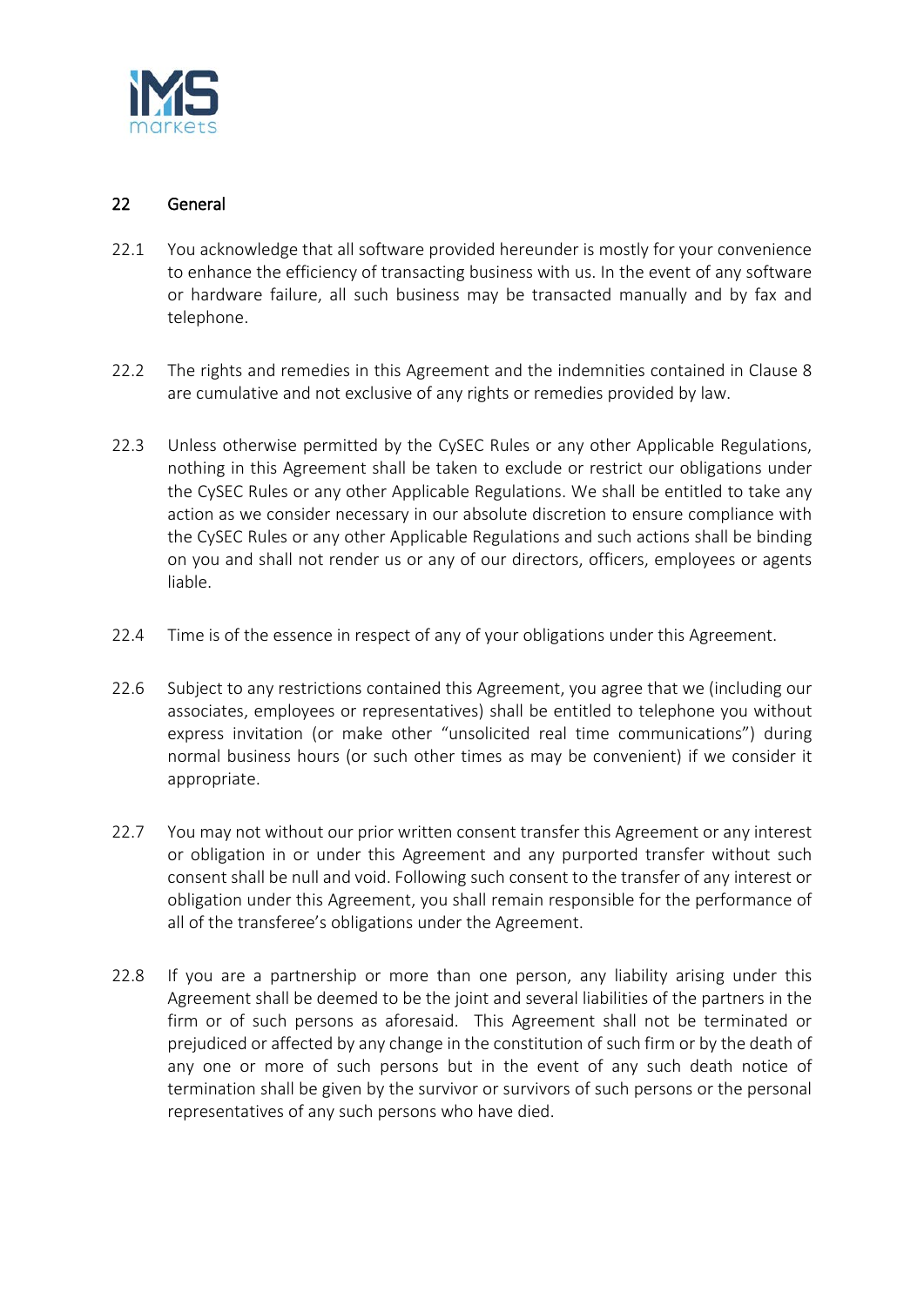## 22 General

22.1 You acknowledge that all software provided hereunder is mostly for your convenience to enhance the efficiency of transacting business with us. In the event of any software or hardware failure, all such business may be transacted manually and by fax and telephone.

22.2 The rights and remedies in this Agreement and the indemnities contained in Clause 8 are cumulative and not exclusive of any rights or remedies provided by law.

22.3 Unless otherwise permitted by the CySEC Rules or any other Applicable Regulations, nothing in this Agreement shall be taken to exclude or restrict our obligations under the CySEC Rules or any other Applicable Regulations. We shall be entitled to take any action as we consider necessary in our absolute discretion to ensure compliance with the CySEC Rules or any other Applicable Regulations and such actions shall be binding on you and shall not render us or any of our directors, officers, employees or agents liable.

22.4 Time is of the essence in respect of any of your obligations under this Agreement.

22.6 Subject to any restrictions contained this Agreement, you agree that we (including our associates, employees or representatives) shall be entitled to telephone you without express invitation (or make other "unsolicited real time communications") during normal business hours (or such other times as may be convenient) if we consider it appropriate.

22.7 You may not without our prior written consent transfer this Agreement or any interest or obligation in or under this Agreement and any purported transfer without such consent shall be null and void. Following such consent to the transfer of any interest or obligation under this Agreement, you shall remain responsible for the performance of all of the transferee's obligations under the Agreement.

22.8 If you are a partnership or more than one person, any liability arising under this Agreement shall be deemed to be the joint and several liabilities of the partners in the firm or of such persons as aforesaid. This Agreement shall not be terminated or prejudiced or affected by any change in the constitution of such firm or by the death of any one or more of such persons but in the event of any such death notice of termination shall be given by the survivor or survivors of such persons or the personal representatives of any such persons who have died.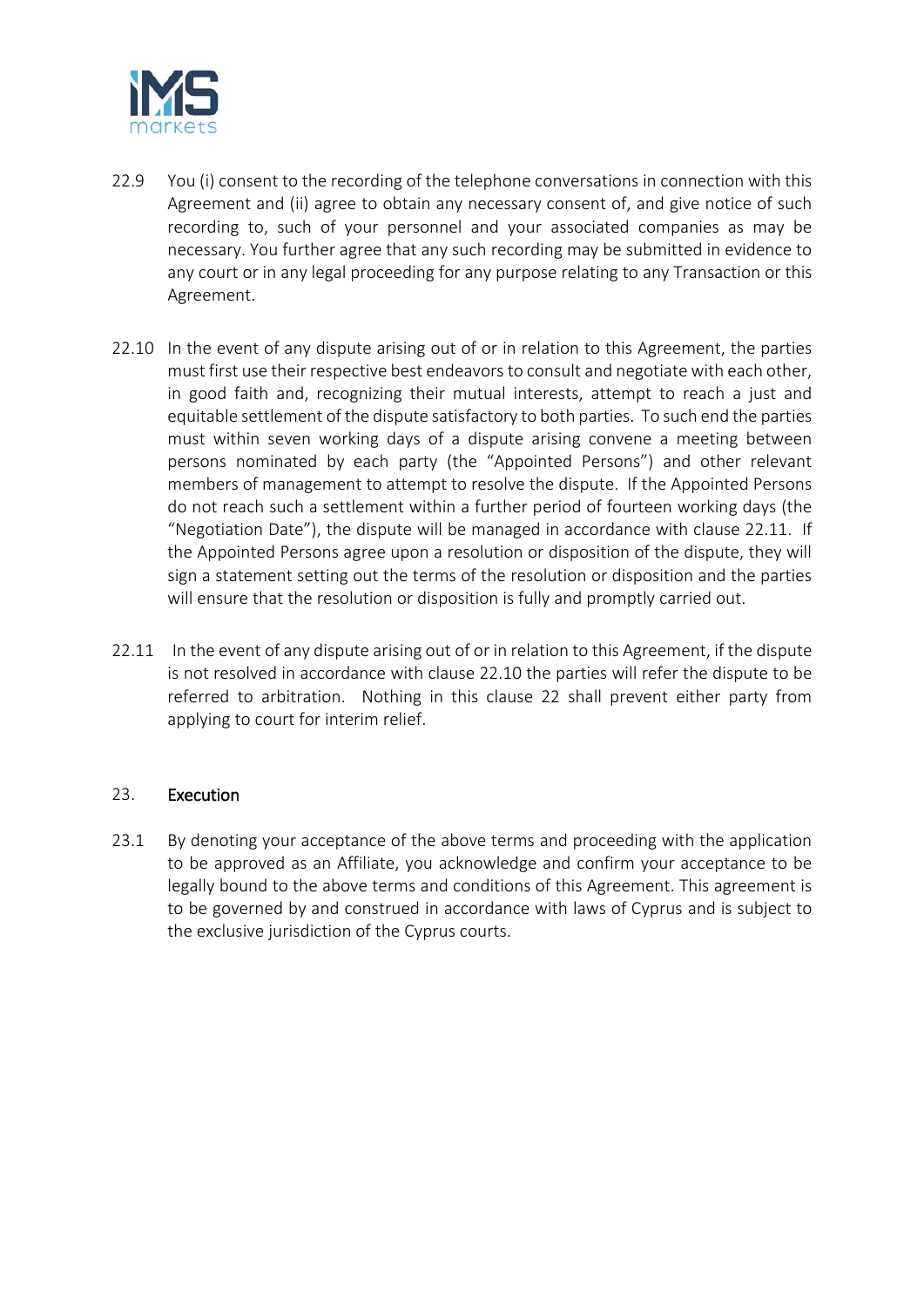22.9 You (i) consent to the recording of the telephone conversations in connection with this Agreement and (ii) agree to obtain any necessary consent of, and give notice of such recording to, such of your personnel and your associated companies as may be necessary. You further agree that any such recording may be submitted in evidence to any court or in any legal proceeding for any purpose relating to any Transaction or this Agreement.

22.10 In the event of any dispute arising out of or in relation to this Agreement, the parties must first use their respective best endeavors to consult and negotiate with each other, in good faith and, recognizing their mutual interests, attempt to reach a just and equitable settlement of the dispute satisfactory to both parties. To such end the parties must within seven working days of a dispute arising convene a meeting between persons nominated by each party (the "Appointed Persons") and other relevant members of management to attempt to resolve the dispute. If the Appointed Persons do not reach such a settlement within a further period of fourteen working days (the "Negotiation Date"), the dispute will be managed in accordance with clause 22.11. If the Appointed Persons agree upon a resolution or disposition of the dispute, they will sign a statement setting out the terms of the resolution or disposition and the parties will ensure that the resolution or disposition is fully and promptly carried out.

22.11 In the event of any dispute arising out of or in relation to this Agreement, if the dispute is not resolved in accordance with clause 22.10 the parties will refer the dispute to be referred to arbitration. Nothing in this clause 22 shall prevent either party from applying to court for interim relief.

## 23. Execution

23.1 By denoting your acceptance of the above terms and proceeding with the application to be approved as an Affiliate, you acknowledge and confirm your acceptance to be legally bound to the above terms and conditions of this Agreement. This agreement is to be governed by and construed in accordance with laws of Cyprus and is subject to the exclusive jurisdiction of the Cyprus courts.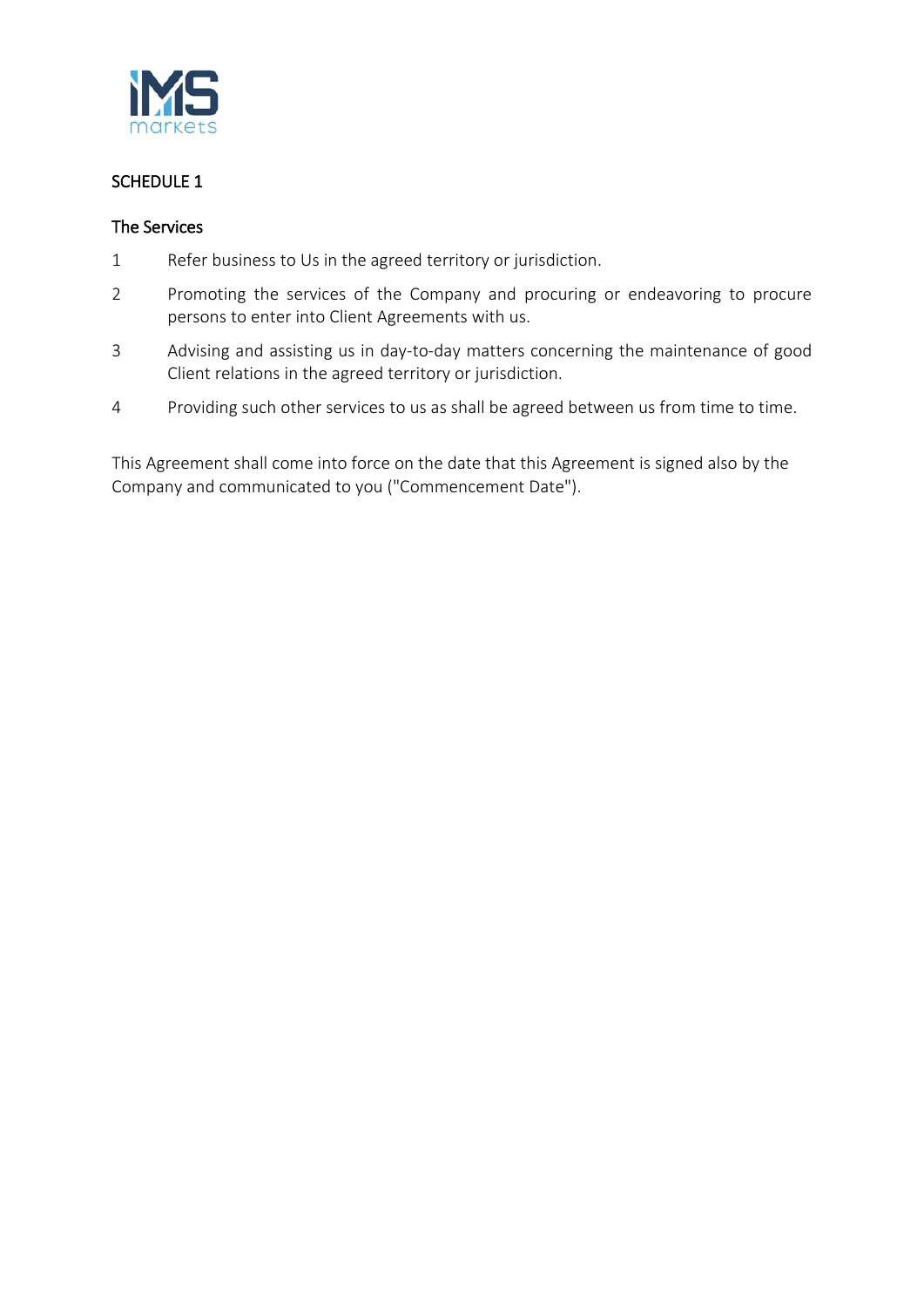## SCHEDULE 1

### The Services

1. Refer business to Us in the agreed territory or jurisdiction.
2. Promoting the services of the Company and procuring or endeavoring to procure persons to enter into Client Agreements with us.
3. Advising and assisting us in day-to-day matters concerning the maintenance of good Client relations in the agreed territory or jurisdiction.
4. Providing such other services to us as shall be agreed between us from time to time.

This Agreement shall come into force on the date that this Agreement is signed also by the Company and communicated to you ("Commencement Date").